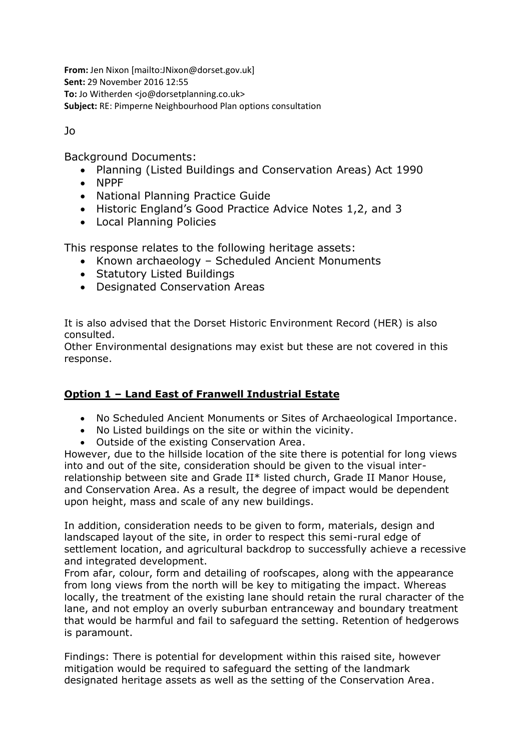**From:** Jen Nixon [mailto:JNixon@dorset.gov.uk]
**Sent:** 29 November 2016 12:55
**To:** Jo Witherden <jo@dorsetplanning.co.uk>
**Subject:** RE: Pimperne Neighbourhood Plan options consultation

Jo

Background Documents:

- Planning (Listed Buildings and Conservation Areas) Act 1990
- NPPF
- National Planning Practice Guide
- Historic England's Good Practice Advice Notes 1,2, and 3
- Local Planning Policies

This response relates to the following heritage assets:

- Known archaeology – Scheduled Ancient Monuments
- Statutory Listed Buildings
- Designated Conservation Areas

It is also advised that the Dorset Historic Environment Record (HER) is also consulted.
Other Environmental designations may exist but these are not covered in this response.

**Option 1 – Land East of Franwell Industrial Estate**

- No Scheduled Ancient Monuments or Sites of Archaeological Importance.
- No Listed buildings on the site or within the vicinity.
- Outside of the existing Conservation Area.

However, due to the hillside location of the site there is potential for long views into and out of the site, consideration should be given to the visual inter-relationship between site and Grade II* listed church, Grade II Manor House, and Conservation Area. As a result, the degree of impact would be dependent upon height, mass and scale of any new buildings.

In addition, consideration needs to be given to form, materials, design and landscaped layout of the site, in order to respect this semi-rural edge of settlement location, and agricultural backdrop to successfully achieve a recessive and integrated development.
From afar, colour, form and detailing of roofscapes, along with the appearance from long views from the north will be key to mitigating the impact. Whereas locally, the treatment of the existing lane should retain the rural character of the lane, and not employ an overly suburban entranceway and boundary treatment that would be harmful and fail to safeguard the setting. Retention of hedgerows is paramount.

Findings: There is potential for development within this raised site, however mitigation would be required to safeguard the setting of the landmark designated heritage assets as well as the setting of the Conservation Area.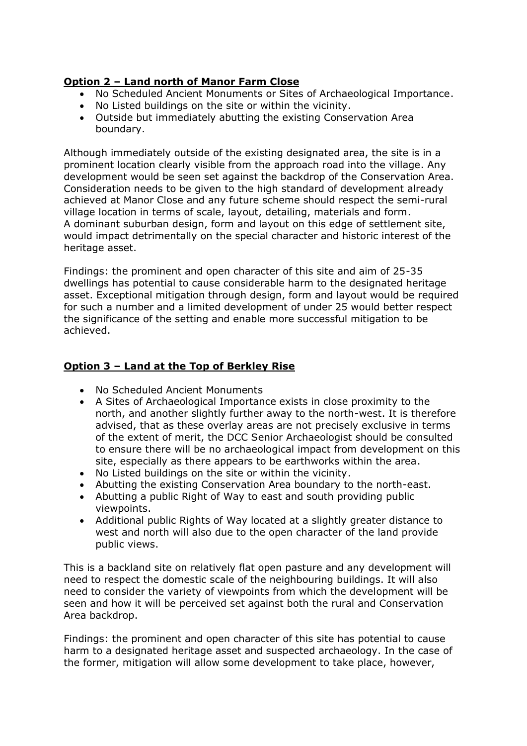**Option 2 – Land north of Manor Farm Close**

- No Scheduled Ancient Monuments or Sites of Archaeological Importance.
- No Listed buildings on the site or within the vicinity.
- Outside but immediately abutting the existing Conservation Area boundary.

Although immediately outside of the existing designated area, the site is in a prominent location clearly visible from the approach road into the village. Any development would be seen set against the backdrop of the Conservation Area. Consideration needs to be given to the high standard of development already achieved at Manor Close and any future scheme should respect the semi-rural village location in terms of scale, layout, detailing, materials and form. A dominant suburban design, form and layout on this edge of settlement site, would impact detrimentally on the special character and historic interest of the heritage asset.

Findings: the prominent and open character of this site and aim of 25-35 dwellings has potential to cause considerable harm to the designated heritage asset. Exceptional mitigation through design, form and layout would be required for such a number and a limited development of under 25 would better respect the significance of the setting and enable more successful mitigation to be achieved.

**Option 3 – Land at the Top of Berkley Rise**

- No Scheduled Ancient Monuments
- A Sites of Archaeological Importance exists in close proximity to the north, and another slightly further away to the north-west. It is therefore advised, that as these overlay areas are not precisely exclusive in terms of the extent of merit, the DCC Senior Archaeologist should be consulted to ensure there will be no archaeological impact from development on this site, especially as there appears to be earthworks within the area.
- No Listed buildings on the site or within the vicinity.
- Abutting the existing Conservation Area boundary to the north-east.
- Abutting a public Right of Way to east and south providing public viewpoints.
- Additional public Rights of Way located at a slightly greater distance to west and north will also due to the open character of the land provide public views.

This is a backland site on relatively flat open pasture and any development will need to respect the domestic scale of the neighbouring buildings. It will also need to consider the variety of viewpoints from which the development will be seen and how it will be perceived set against both the rural and Conservation Area backdrop.

Findings: the prominent and open character of this site has potential to cause harm to a designated heritage asset and suspected archaeology. In the case of the former, mitigation will allow some development to take place, however,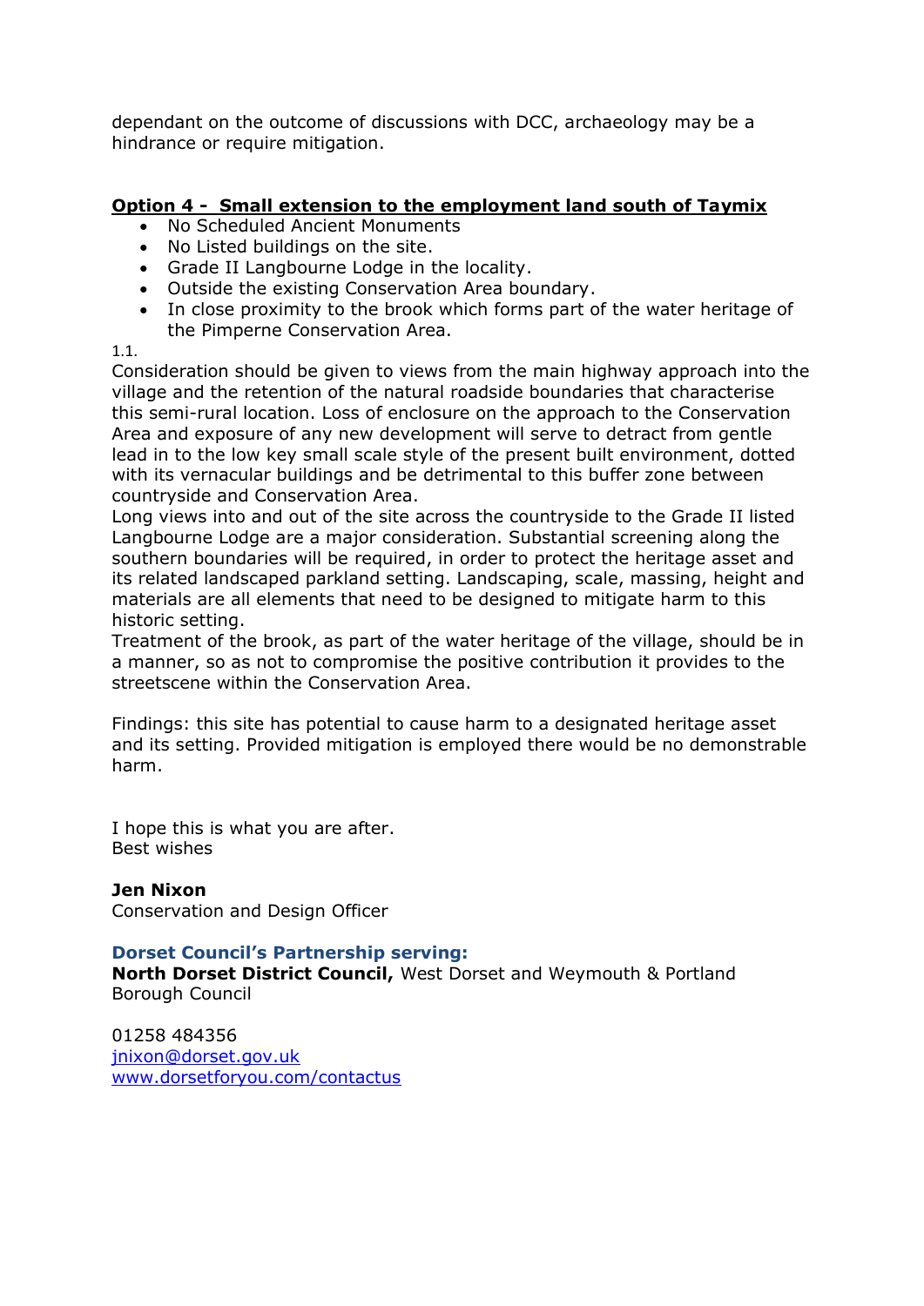dependant on the outcome of discussions with DCC, archaeology may be a hindrance or require mitigation.

**Option 4 - Small extension to the employment land south of Taymix**

- No Scheduled Ancient Monuments
- No Listed buildings on the site.
- Grade II Langbourne Lodge in the locality.
- Outside the existing Conservation Area boundary.
- In close proximity to the brook which forms part of the water heritage of the Pimperne Conservation Area.

1.1.

Consideration should be given to views from the main highway approach into the village and the retention of the natural roadside boundaries that characterise this semi-rural location. Loss of enclosure on the approach to the Conservation Area and exposure of any new development will serve to detract from gentle lead in to the low key small scale style of the present built environment, dotted with its vernacular buildings and be detrimental to this buffer zone between countryside and Conservation Area.

Long views into and out of the site across the countryside to the Grade II listed Langbourne Lodge are a major consideration. Substantial screening along the southern boundaries will be required, in order to protect the heritage asset and its related landscaped parkland setting. Landscaping, scale, massing, height and materials are all elements that need to be designed to mitigate harm to this historic setting.

Treatment of the brook, as part of the water heritage of the village, should be in a manner, so as not to compromise the positive contribution it provides to the streetscene within the Conservation Area.

Findings: this site has potential to cause harm to a designated heritage asset and its setting. Provided mitigation is employed there would be no demonstrable harm.

I hope this is what you are after.
Best wishes

**Jen Nixon**
Conservation and Design Officer

**Dorset Council's Partnership serving:**
**North Dorset District Council,** West Dorset and Weymouth & Portland Borough Council

01258 484356
jnixon@dorset.gov.uk
www.dorsetforyou.com/contactus